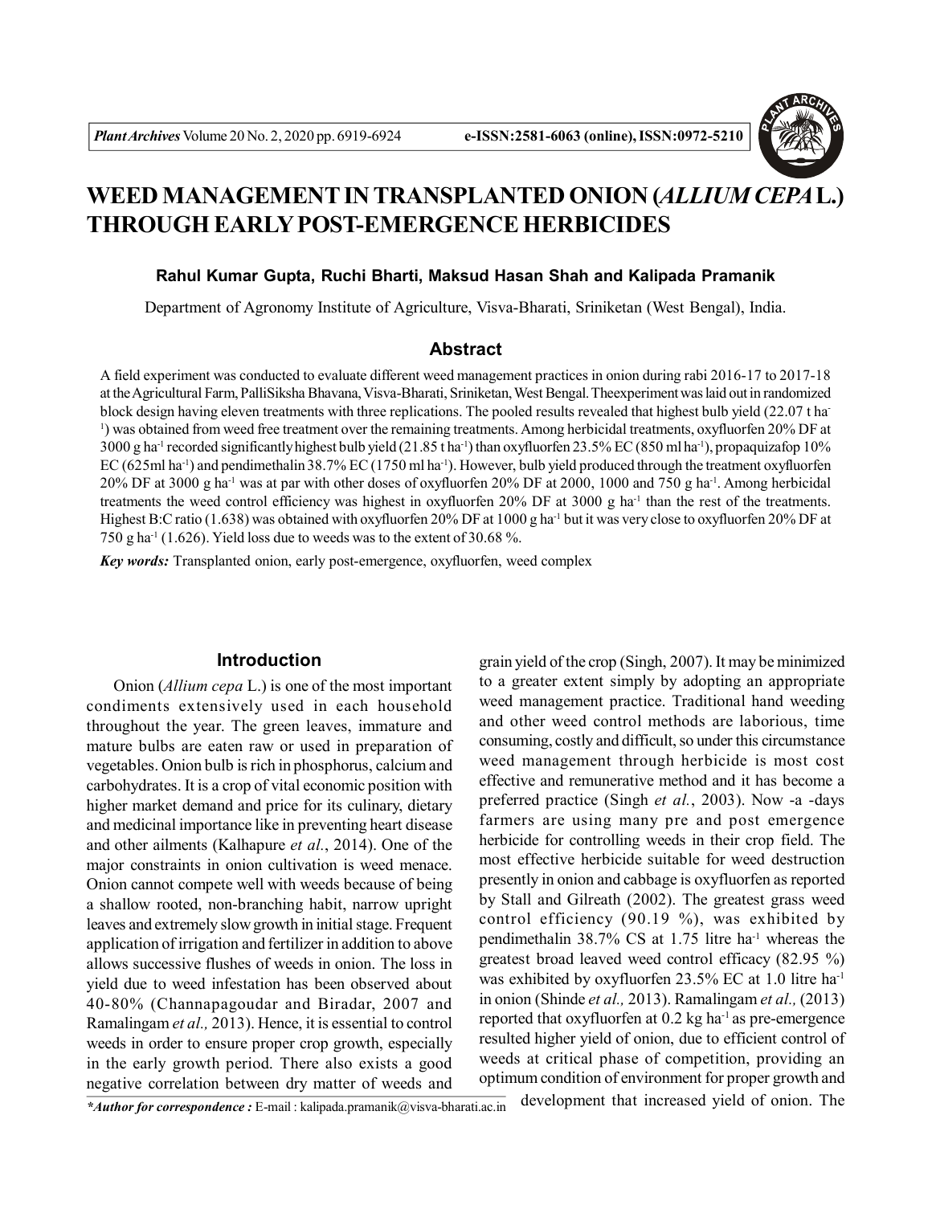# WEED MANAGEMENT IN TRANSPLANTED ONION (*ALLIUM CEPA* L.) THROUGH EARLY POST-EMERGENCE HERBICIDES

**Rahul Kumar Gupta, Ruchi Bharti, Maksud Hasan Shah and Kalipada Pramanik**

Department of Agronomy Institute of Agriculture, Visva-Bharati, Sriniketan (West Bengal), India.

## Abstract

A field experiment was conducted to evaluate different weed management practices in onion during rabi 2016-17 to 2017-18 at the Agricultural Farm, PalliSiksha Bhavana, Visva-Bharati, Sriniketan, West Bengal. Theexperiment was laid out in randomized block design having eleven treatments with three replications. The pooled results revealed that highest bulb yield (22.07 t ha$^{-1}$) was obtained from weed free treatment over the remaining treatments. Among herbicidal treatments, oxyfluorfen 20% DF at 3000 g ha$^{-1}$ recorded significantly highest bulb yield (21.85 t ha$^{-1}$) than oxyfluorfen 23.5% EC (850 ml ha$^{-1}$), propaquizafop 10% EC (625ml ha$^{-1}$) and pendimethalin 38.7% EC (1750 ml ha$^{-1}$). However, bulb yield produced through the treatment oxyfluorfen 20% DF at 3000 g ha$^{-1}$ was at par with other doses of oxyfluorfen 20% DF at 2000, 1000 and 750 g ha$^{-1}$. Among herbicidal treatments the weed control efficiency was highest in oxyfluorfen 20% DF at 3000 g ha$^{-1}$ than the rest of the treatments. Highest B:C ratio (1.638) was obtained with oxyfluorfen 20% DF at 1000 g ha$^{-1}$ but it was very close to oxyfluorfen 20% DF at 750 g ha$^{-1}$ (1.626). Yield loss due to weeds was to the extent of 30.68 %.

***Key words:*** Transplanted onion, early post-emergence, oxyfluorfen, weed complex

## Introduction

Onion (*Allium cepa* L.) is one of the most important condiments extensively used in each household throughout the year. The green leaves, immature and mature bulbs are eaten raw or used in preparation of vegetables. Onion bulb is rich in phosphorus, calcium and carbohydrates. It is a crop of vital economic position with higher market demand and price for its culinary, dietary and medicinal importance like in preventing heart disease and other ailments (Kalhapure *et al.*, 2014). One of the major constraints in onion cultivation is weed menace. Onion cannot compete well with weeds because of being a shallow rooted, non-branching habit, narrow upright leaves and extremely slow growth in initial stage. Frequent application of irrigation and fertilizer in addition to above allows successive flushes of weeds in onion. The loss in yield due to weed infestation has been observed about 40-80% (Channapagoudar and Biradar, 2007 and Ramalingam *et al.,* 2013). Hence, it is essential to control weeds in order to ensure proper crop growth, especially in the early growth period. There also exists a good negative correlation between dry matter of weeds and grain yield of the crop (Singh, 2007). It may be minimized to a greater extent simply by adopting an appropriate weed management practice. Traditional hand weeding and other weed control methods are laborious, time consuming, costly and difficult, so under this circumstance weed management through herbicide is most cost effective and remunerative method and it has become a preferred practice (Singh *et al.*, 2003). Now -a -days farmers are using many pre and post emergence herbicide for controlling weeds in their crop field. The most effective herbicide suitable for weed destruction presently in onion and cabbage is oxyfluorfen as reported by Stall and Gilreath (2002). The greatest grass weed control efficiency (90.19 %), was exhibited by pendimethalin 38.7% CS at 1.75 litre ha$^{-1}$ whereas the greatest broad leaved weed control efficacy (82.95 %) was exhibited by oxyfluorfen 23.5% EC at 1.0 litre ha$^{-1}$ in onion (Shinde *et al.,* 2013). Ramalingam *et al.,* (2013) reported that oxyfluorfen at 0.2 kg ha$^{-1}$ as pre-emergence resulted higher yield of onion, due to efficient control of weeds at critical phase of competition, providing an optimum condition of environment for proper growth and development that increased yield of onion. The

***Author for correspondence :** E-mail : kalipada.pramanik@visva-bharati.ac.in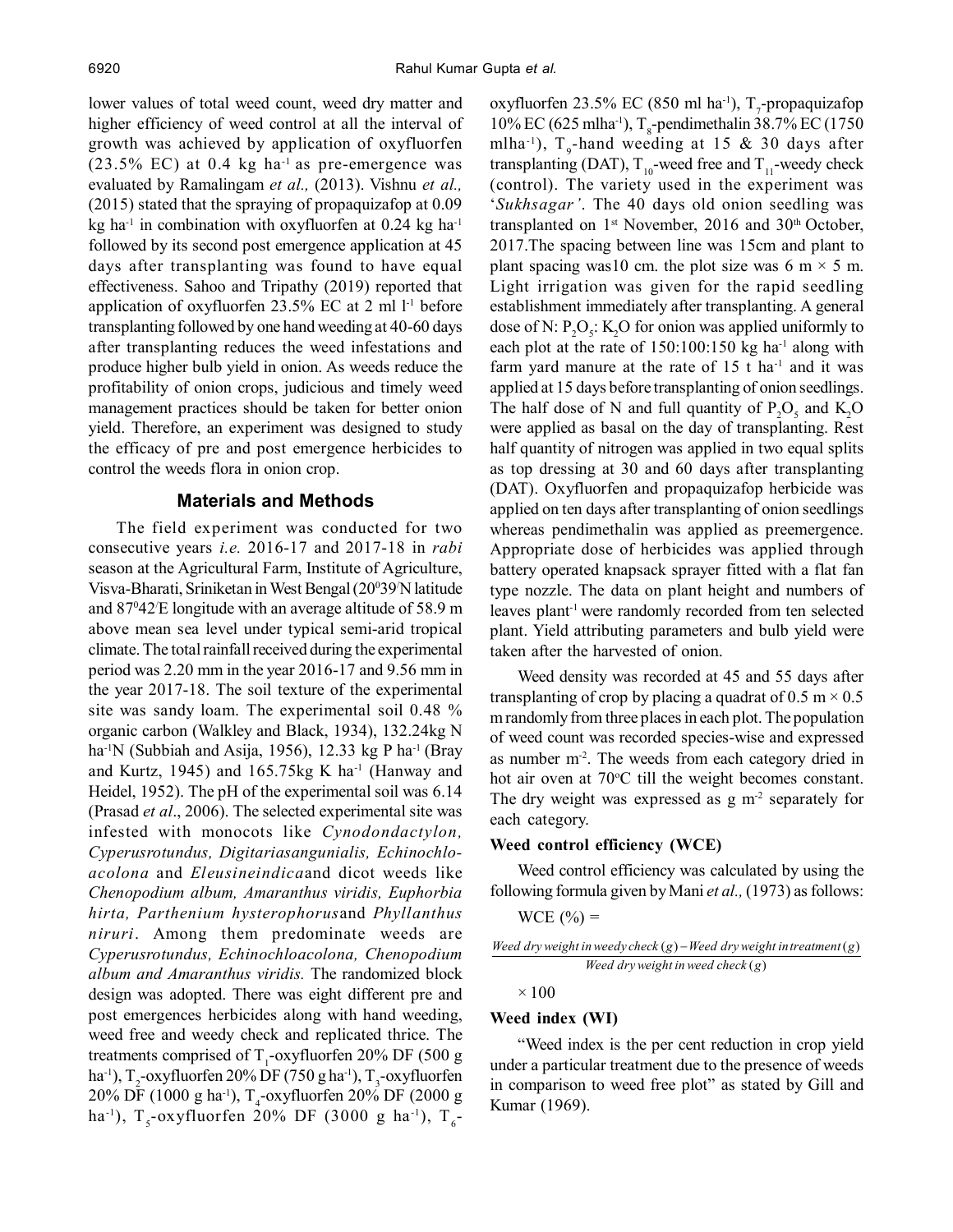lower values of total weed count, weed dry matter and higher efficiency of weed control at all the interval of growth was achieved by application of oxyfluorfen (23.5% EC) at 0.4 kg ha$^{-1}$ as pre-emergence was evaluated by Ramalingam *et al.,* (2013). Vishnu *et al.,* (2015) stated that the spraying of propaquizafop at 0.09 kg ha$^{-1}$ in combination with oxyfluorfen at 0.24 kg ha$^{-1}$ followed by its second post emergence application at 45 days after transplanting was found to have equal effectiveness. Sahoo and Tripathy (2019) reported that application of oxyfluorfen 23.5% EC at 2 ml l$^{-1}$ before transplanting followed by one hand weeding at 40-60 days after transplanting reduces the weed infestations and produce higher bulb yield in onion. As weeds reduce the profitability of onion crops, judicious and timely weed management practices should be taken for better onion yield. Therefore, an experiment was designed to study the efficacy of pre and post emergence herbicides to control the weeds flora in onion crop.

## Materials and Methods

The field experiment was conducted for two consecutive years *i.e.* 2016-17 and 2017-18 in *rabi* season at the Agricultural Farm, Institute of Agriculture, Visva-Bharati, Sriniketan in West Bengal (20$^0$39$'$N latitude and 87$^0$42$'$E longitude with an average altitude of 58.9 m above mean sea level under typical semi-arid tropical climate. The total rainfall received during the experimental period was 2.20 mm in the year 2016-17 and 9.56 mm in the year 2017-18. The soil texture of the experimental site was sandy loam. The experimental soil 0.48 % organic carbon (Walkley and Black, 1934), 132.24kg N ha$^{-1}$N (Subbiah and Asija, 1956), 12.33 kg P ha$^{-1}$ (Bray and Kurtz, 1945) and 165.75kg K ha$^{-1}$ (Hanway and Heidel, 1952). The pH of the experimental soil was 6.14 (Prasad *et al*., 2006). The selected experimental site was infested with monocots like *Cynodondactylon, Cyperusrotundus, Digitariasangunialis, Echinochloacolona* and *Eleusineindica*and dicot weeds like *Chenopodium album, Amaranthus viridis, Euphorbia hirta, Parthenium hysterophorus*and *Phyllanthus niruri*. Among them predominate weeds are *Cyperusrotundus, Echinochloacolona, Chenopodium album and Amaranthus viridis.* The randomized block design was adopted. There was eight different pre and post emergences herbicides along with hand weeding, weed free and weedy check and replicated thrice. The treatments comprised of $T_1$-oxyfluorfen 20% DF (500 g ha$^{-1}$), $T_2$-oxyfluorfen 20% DF (750 g ha$^{-1}$), $T_3$-oxyfluorfen 20% DF (1000 g ha$^{-1}$), $T_4$-oxyfluorfen 20% DF (2000 g ha$^{-1}$), $T_5$-oxyfluorfen 20% DF (3000 g ha$^{-1}$), $T_6$-oxyfluorfen 23.5% EC (850 ml ha$^{-1}$), $T_7$-propaquizafop 10% EC (625 mlha$^{-1}$), $T_8$-pendimethalin 38.7% EC (1750 mlha$^{-1}$), $T_9$-hand weeding at 15 & 30 days after transplanting (DAT), $T_{10}$-weed free and $T_{11}$-weedy check (control). The variety used in the experiment was '*Sukhsagar'*. The 40 days old onion seedling was transplanted on 1$^{st}$ November, 2016 and 30$^{th}$ October, 2017.The spacing between line was 15cm and plant to plant spacing was10 cm. the plot size was 6 m × 5 m. Light irrigation was given for the rapid seedling establishment immediately after transplanting. A general dose of N: $P_2O_5$: $K_2O$ for onion was applied uniformly to each plot at the rate of 150:100:150 kg ha$^{-1}$ along with farm yard manure at the rate of 15 t ha$^{-1}$ and it was applied at 15 days before transplanting of onion seedlings. The half dose of N and full quantity of $P_2O_5$ and $K_2O$ were applied as basal on the day of transplanting. Rest half quantity of nitrogen was applied in two equal splits as top dressing at 30 and 60 days after transplanting (DAT). Oxyfluorfen and propaquizafop herbicide was applied on ten days after transplanting of onion seedlings whereas pendimethalin was applied as preemergence. Appropriate dose of herbicides was applied through battery operated knapsack sprayer fitted with a flat fan type nozzle. The data on plant height and numbers of leaves plant$^{-1}$ were randomly recorded from ten selected plant. Yield attributing parameters and bulb yield were taken after the harvested of onion.

Weed density was recorded at 45 and 55 days after transplanting of crop by placing a quadrat of 0.5 m × 0.5 m randomly from three places in each plot. The population of weed count was recorded species-wise and expressed as number m$^{-2}$. The weeds from each category dried in hot air oven at 70$^o$C till the weight becomes constant. The dry weight was expressed as g m$^{-2}$ separately for each category.

### Weed control efficiency (WCE)

Weed control efficiency was calculated by using the following formula given by Mani *et al.,* (1973) as follows:

$$\text{WCE (\%)} = \frac{\text{Weed dry weight in weedy check (g)} - \text{Weed dry weight in treatment (g)}}{\text{Weed dry weight in weed check (g)}} \times 100$$

### Weed index (WI)

"Weed index is the per cent reduction in crop yield under a particular treatment due to the presence of weeds in comparison to weed free plot" as stated by Gill and Kumar (1969).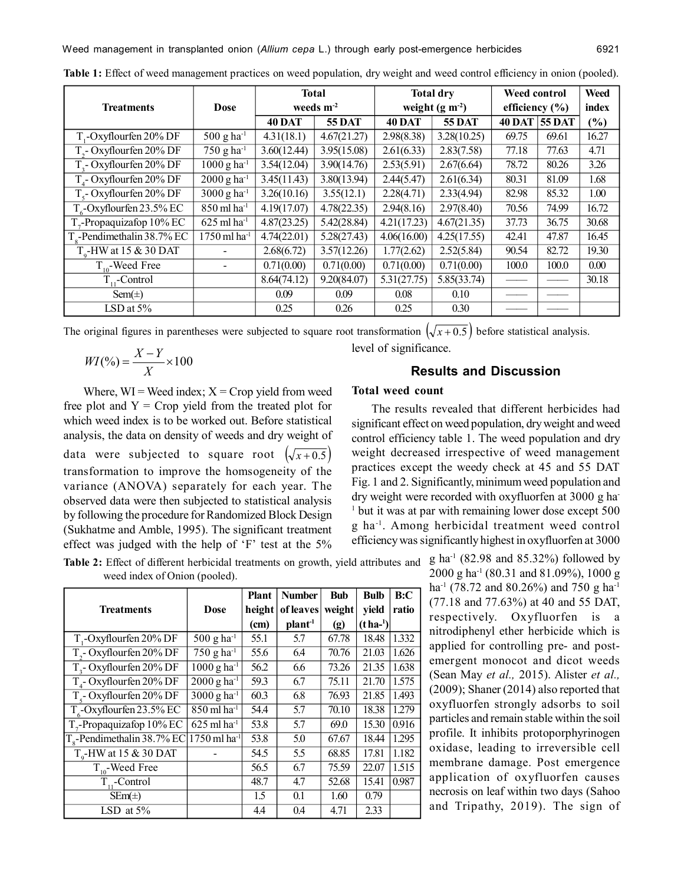**Table 1:** Effect of weed management practices on weed population, dry weight and weed control efficiency in onion (pooled).

| Treatments | Dose | Total weeds $m^{-2}$ | | Total dry weight ($g\ m^{-2}$) | | Weed control efficiency (%) | | Weed index |
|---|---|---|---|---|---|---|---|---|
| | | 40 DAT | 55 DAT | 40 DAT | 55 DAT | 40 DAT | 55 DAT | (%) |
| $T_1$-Oxyflourfen 20% DF | 500 g $ha^{-1}$ | 4.31(18.1) | 4.67(21.27) | 2.98(8.38) | 3.28(10.25) | 69.75 | 69.61 | 16.27 |
| $T_2$- Oxyflourfen 20% DF | 750 g $ha^{-1}$ | 3.60(12.44) | 3.95(15.08) | 2.61(6.33) | 2.83(7.58) | 77.18 | 77.63 | 4.71 |
| $T_3$- Oxyflourfen 20% DF | 1000 g $ha^{-1}$ | 3.54(12.04) | 3.90(14.76) | 2.53(5.91) | 2.67(6.64) | 78.72 | 80.26 | 3.26 |
| $T_4$- Oxyflourfen 20% DF | 2000 g $ha^{-1}$ | 3.45(11.43) | 3.80(13.94) | 2.44(5.47) | 2.61(6.34) | 80.31 | 81.09 | 1.68 |
| $T_5$- Oxyflourfen 20% DF | 3000 g $ha^{-1}$ | 3.26(10.16) | 3.55(12.1) | 2.28(4.71) | 2.33(4.94) | 82.98 | 85.32 | 1.00 |
| $T_6$-Oxyflourfen 23.5% EC | 850 ml $ha^{-1}$ | 4.19(17.07) | 4.78(22.35) | 2.94(8.16) | 2.97(8.40) | 70.56 | 74.99 | 16.72 |
| $T_7$-Propaquizafop 10% EC | 625 ml $ha^{-1}$ | 4.87(23.25) | 5.42(28.84) | 4.21(17.23) | 4.67(21.35) | 37.73 | 36.75 | 30.68 |
| $T_8$-Pendimethalin 38.7% EC | 1750 ml $ha^{-1}$ | 4.74(22.01) | 5.28(27.43) | 4.06(16.00) | 4.25(17.55) | 42.41 | 47.87 | 16.45 |
| $T_9$-HW at 15 & 30 DAT | - | 2.68(6.72) | 3.57(12.26) | 1.77(2.62) | 2.52(5.84) | 90.54 | 82.72 | 19.30 |
| $T_{10}$-Weed Free | - | 0.71(0.00) | 0.71(0.00) | 0.71(0.00) | 0.71(0.00) | 100.0 | 100.0 | 0.00 |
| $T_{11}$-Control | | 8.64(74.12) | 9.20(84.07) | 5.31(27.75) | 5.85(33.74) | —— | —— | 30.18 |
| Sem(±) | | 0.09 | 0.09 | 0.08 | 0.10 | —— | —— | |
| LSD at 5% | | 0.25 | 0.26 | 0.25 | 0.30 | —— | —— | |

The original figures in parentheses were subjected to square root transformation $\left(\sqrt{x+0.5}\right)$ before statistical analysis.

$$WI(\%) = \frac{X - Y}{X} \times 100$$

Where, WI = Weed index; X = Crop yield from weed free plot and Y = Crop yield from the treated plot for which weed index is to be worked out. Before statistical analysis, the data on density of weeds and dry weight of data were subjected to square root $\left(\sqrt{x+0.5}\right)$ transformation to improve the homsogeneity of the variance (ANOVA) separately for each year. The observed data were then subjected to statistical analysis by following the procedure for Randomized Block Design (Sukhatme and Amble, 1995). The significant treatment effect was judged with the help of 'F' test at the 5% level of significance.

**Table 2:** Effect of different herbicidal treatments on growth, yield attributes and weed index of Onion (pooled).

| Treatments | Dose | Plant height (cm) | Number of leaves $plant^{-1}$ | Bub weight (g) | Bulb yield ($t\ ha^{-1}$) | B:C ratio |
|---|---|---|---|---|---|---|
| $T_1$-Oxyflourfen 20% DF | 500 g $ha^{-1}$ | 55.1 | 5.7 | 67.78 | 18.48 | 1.332 |
| $T_2$- Oxyflourfen 20% DF | 750 g $ha^{-1}$ | 55.6 | 6.4 | 70.76 | 21.03 | 1.626 |
| $T_3$- Oxyflourfen 20% DF | 1000 g $ha^{-1}$ | 56.2 | 6.6 | 73.26 | 21.35 | 1.638 |
| $T_4$- Oxyflourfen 20% DF | 2000 g $ha^{-1}$ | 59.3 | 6.7 | 75.11 | 21.70 | 1.575 |
| $T_5$- Oxyflourfen 20% DF | 3000 g $ha^{-1}$ | 60.3 | 6.8 | 76.93 | 21.85 | 1.493 |
| $T_6$-Oxyflourfen 23.5% EC | 850 ml $ha^{-1}$ | 54.4 | 5.7 | 70.10 | 18.38 | 1.279 |
| $T_7$-Propaquizafop 10% EC | 625 ml $ha^{-1}$ | 53.8 | 5.7 | 69.0 | 15.30 | 0.916 |
| $T_8$-Pendimethalin 38.7% EC | 1750 ml $ha^{-1}$ | 53.8 | 5.0 | 67.67 | 18.44 | 1.295 |
| $T_9$-HW at 15 & 30 DAT | - | 54.5 | 5.5 | 68.85 | 17.81 | 1.182 |
| $T_{10}$-Weed Free | | 56.5 | 6.7 | 75.59 | 22.07 | 1.515 |
| $T_{11}$-Control | | 48.7 | 4.7 | 52.68 | 15.41 | 0.987 |
| SEm(±) | | 1.5 | 0.1 | 1.60 | 0.79 | |
| LSD at 5% | | 4.4 | 0.4 | 4.71 | 2.33 | |

## Results and Discussion

### Total weed count

The results revealed that different herbicides had significant effect on weed population, dry weight and weed control efficiency table 1. The weed population and dry weight decreased irrespective of weed management practices except the weedy check at 45 and 55 DAT Fig. 1 and 2. Significantly, minimum weed population and dry weight were recorded with oxyfluorfen at 3000 g $ha^{-1}$ but it was at par with remaining lower dose except 500 g $ha^{-1}$. Among herbicidal treatment weed control efficiency was significantly highest in oxyfluorfen at 3000 g $ha^{-1}$ (82.98 and 85.32%) followed by 2000 g $ha^{-1}$ (80.31 and 81.09%), 1000 g $ha^{-1}$ (78.72 and 80.26%) and 750 g $ha^{-1}$ (77.18 and 77.63%) at 40 and 55 DAT, respectively. Oxyfluorfen is a nitrodiphenyl ether herbicide which is applied for controlling pre- and post-emergent monocot and dicot weeds (Sean May *et al.,* 2015). Alister *et al.,* (2009); Shaner (2014) also reported that oxyfluorfen strongly adsorbs to soil particles and remain stable within the soil profile. It inhibits protoporphyrinogen oxidase, leading to irreversible cell membrane damage. Post emergence application of oxyfluorfen causes necrosis on leaf within two days (Sahoo and Tripathy, 2019). The sign of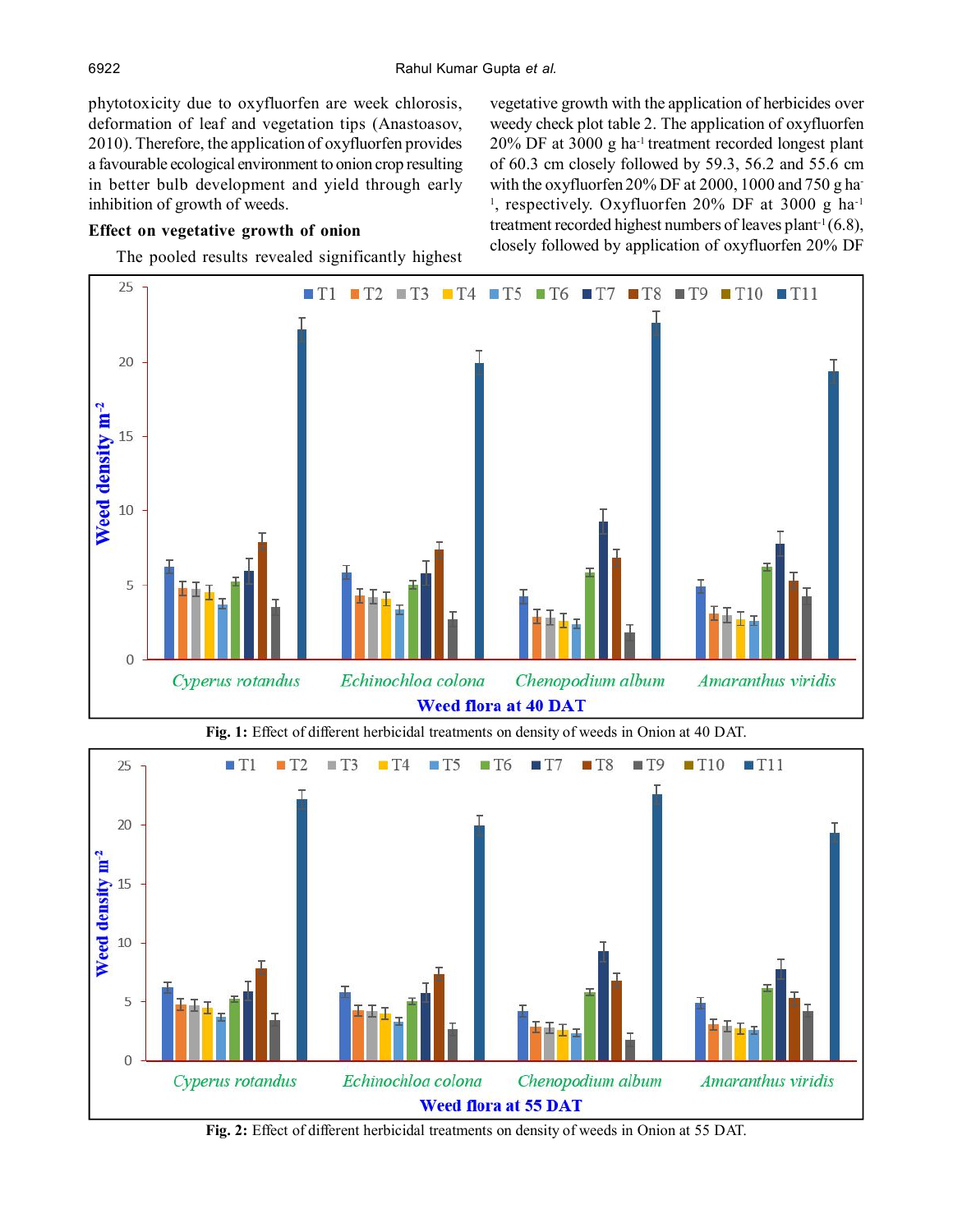phytotoxicity due to oxyfluorfen are week chlorosis, deformation of leaf and vegetation tips (Anastoasov, 2010). Therefore, the application of oxyfluorfen provides a favourable ecological environment to onion crop resulting in better bulb development and yield through early inhibition of growth of weeds.

### Effect on vegetative growth of onion

The pooled results revealed significantly highest vegetative growth with the application of herbicides over weedy check plot table 2. The application of oxyfluorfen 20% DF at 3000 g ha$^{-1}$ treatment recorded longest plant of 60.3 cm closely followed by 59.3, 56.2 and 55.6 cm with the oxyfluorfen 20% DF at 2000, 1000 and 750 g ha$^{-1}$, respectively. Oxyfluorfen 20% DF at 3000 g ha$^{-1}$ treatment recorded highest numbers of leaves plant$^{-1}$ (6.8), closely followed by application of oxyfluorfen 20% DF

**Fig. 1:** Effect of different herbicidal treatments on density of weeds in Onion at 40 DAT.

**Fig. 2:** Effect of different herbicidal treatments on density of weeds in Onion at 55 DAT.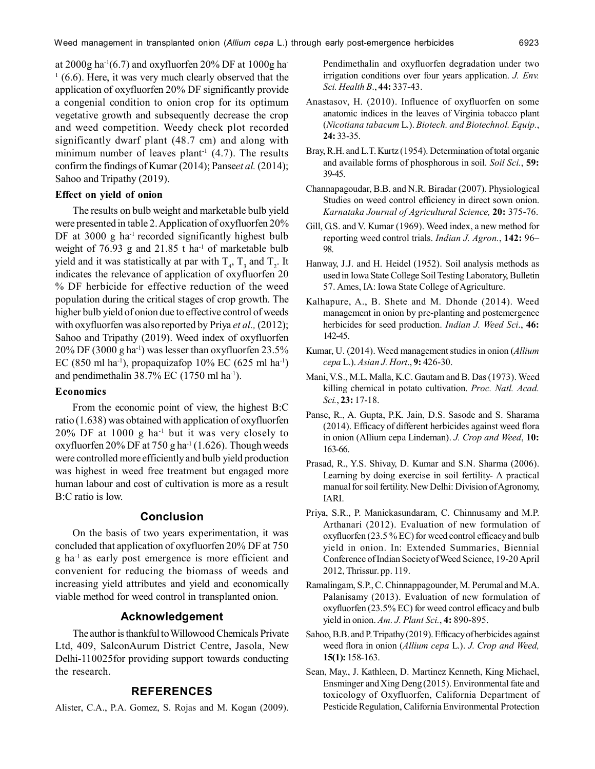at 2000g ha$^{-1}$(6.7) and oxyfluorfen 20% DF at 1000g ha$^{-1}$ (6.6). Here, it was very much clearly observed that the application of oxyfluorfen 20% DF significantly provide a congenial condition to onion crop for its optimum vegetative growth and subsequently decrease the crop and weed competition. Weedy check plot recorded significantly dwarf plant (48.7 cm) and along with minimum number of leaves plant$^{-1}$ (4.7). The results confirm the findings of Kumar (2014); Panse*et al.* (2014); Sahoo and Tripathy (2019).

### Effect on yield of onion

The results on bulb weight and marketable bulb yield were presented in table 2. Application of oxyfluorfen 20% DF at 3000 g ha$^{-1}$ recorded significantly highest bulb weight of 76.93 g and 21.85 t ha$^{-1}$ of marketable bulb yield and it was statistically at par with $T_4$, $T_3$ and $T_2$. It indicates the relevance of application of oxyfluorfen 20 % DF herbicide for effective reduction of the weed population during the critical stages of crop growth. The higher bulb yield of onion due to effective control of weeds with oxyfluorfen was also reported by Priya *et al.,* (2012); Sahoo and Tripathy (2019). Weed index of oxyfluorfen 20% DF (3000 g ha$^{-1}$) was lesser than oxyfluorfen 23.5% EC (850 ml ha$^{-1}$), propaquizafop 10% EC (625 ml ha$^{-1}$) and pendimethalin 38.7% EC (1750 ml ha$^{-1}$).

### Economics

From the economic point of view, the highest B:C ratio (1.638) was obtained with application of oxyfluorfen 20% DF at 1000 g ha$^{-1}$ but it was very closely to oxyfluorfen 20% DF at 750 g ha$^{-1}$ (1.626). Though weeds were controlled more efficiently and bulb yield production was highest in weed free treatment but engaged more human labour and cost of cultivation is more as a result B:C ratio is low.

## Conclusion

On the basis of two years experimentation, it was concluded that application of oxyfluorfen 20% DF at 750 g ha$^{-1}$ as early post emergence is more efficient and convenient for reducing the biomass of weeds and increasing yield attributes and yield and economically viable method for weed control in transplanted onion.

## Acknowledgement

The author is thankful to Willowood Chemicals Private Ltd, 409, SalconAurum District Centre, Jasola, New Delhi-110025for providing support towards conducting the research.

## REFERENCES

Alister, C.A., P.A. Gomez, S. Rojas and M. Kogan (2009). Pendimethalin and oxyfluorfen degradation under two irrigation conditions over four years application. *J. Env. Sci. Health B*., **44:** 337-43.

Anastasov, H. (2010). Influence of oxyfluorfen on some anatomic indices in the leaves of Virginia tobacco plant (*Nicotiana tabacum* L.). *Biotech. and Biotechnol. Equip.*, **24:** 33-35.

Bray, R.H. and L.T. Kurtz (1954). Determination of total organic and available forms of phosphorous in soil. *Soil Sci.*, **59:** 39-45.

Channapagoudar, B.B. and N.R. Biradar (2007). Physiological Studies on weed control efficiency in direct sown onion. *Karnataka Journal of Agricultural Science,* **20:** 375-76.

Gill, G.S. and V. Kumar (1969). Weed index, a new method for reporting weed control trials. *Indian J. Agron.*, **142:** 96–98.

Hanway, J.J. and H. Heidel (1952). Soil analysis methods as used in Iowa State College Soil Testing Laboratory, Bulletin 57. Ames, IA: Iowa State College of Agriculture.

Kalhapure, A., B. Shete and M. Dhonde (2014). Weed management in onion by pre-planting and postemergence herbicides for seed production. *Indian J. Weed Sci*., **46:** 142-45.

Kumar, U. (2014). Weed management studies in onion (*Allium cepa* L.). *Asian J. Hort*., **9:** 426-30.

Mani, V.S., M.L. Malla, K.C. Gautam and B. Das (1973). Weed killing chemical in potato cultivation. *Proc. Natl. Acad. Sci.*, **23:** 17-18.

Panse, R., A. Gupta, P.K. Jain, D.S. Sasode and S. Sharama (2014). Efficacy of different herbicides against weed flora in onion (Allium cepa Lindeman). *J. Crop and Weed*, **10:** 163-66.

Prasad, R., Y.S. Shivay, D. Kumar and S.N. Sharma (2006). Learning by doing exercise in soil fertility- A practical manual for soil fertility. New Delhi: Division of Agronomy, IARI.

Priya, S.R., P. Manickasundaram, C. Chinnusamy and M.P. Arthanari (2012). Evaluation of new formulation of oxyfluorfen (23.5 % EC) for weed control efficacy and bulb yield in onion. In: Extended Summaries, Biennial Conference of Indian Society of Weed Science, 19-20 April 2012, Thrissur. pp. 119.

Ramalingam, S.P., C. Chinnappagounder, M. Perumal and M.A. Palanisamy (2013). Evaluation of new formulation of oxyfluorfen (23.5% EC) for weed control efficacy and bulb yield in onion. *Am. J. Plant Sci.*, **4:** 890-895.

Sahoo, B.B. and P. Tripathy (2019). Efficacy of herbicides against weed flora in onion (*Allium cepa* L.). *J. Crop and Weed,* **15(1):** 158-163.

Sean, May., J. Kathleen, D. Martinez Kenneth, King Michael, Ensminger and Xing Deng (2015). Environmental fate and toxicology of Oxyfluorfen, California Department of Pesticide Regulation, California Environmental Protection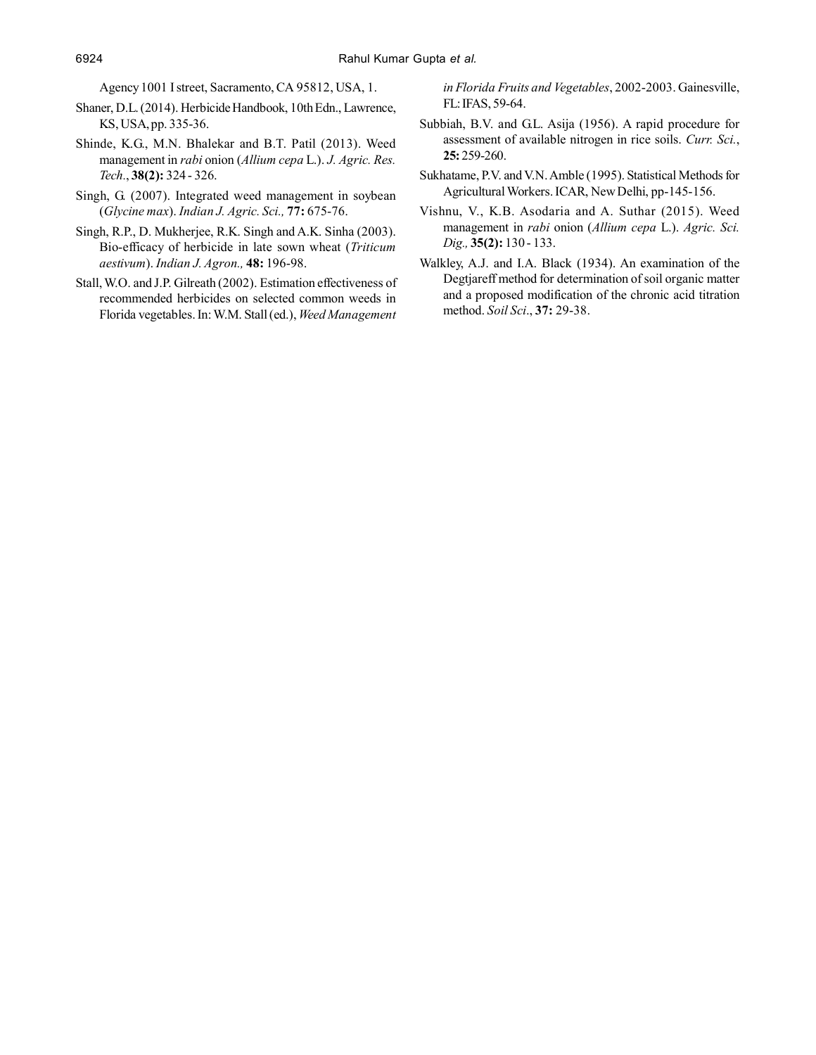Agency 1001 I street, Sacramento, CA 95812, USA, 1.

Shaner, D.L. (2014). Herbicide Handbook, 10th Edn., Lawrence, KS, USA, pp. 335-36.

Shinde, K.G., M.N. Bhalekar and B.T. Patil (2013). Weed management in *rabi* onion (*Allium cepa* L.). *J. Agric. Res. Tech.*, **38(2):** 324 - 326.

Singh, G. (2007). Integrated weed management in soybean (*Glycine max*). *Indian J. Agric. Sci.,* **77:** 675-76.

Singh, R.P., D. Mukherjee, R.K. Singh and A.K. Sinha (2003). Bio-efficacy of herbicide in late sown wheat (*Triticum aestivum*). *Indian J. Agron.,* **48:** 196-98.

Stall, W.O. and J.P. Gilreath (2002). Estimation effectiveness of recommended herbicides on selected common weeds in Florida vegetables. In: W.M. Stall (ed.), *Weed Management in Florida Fruits and Vegetables*, 2002-2003. Gainesville, FL: IFAS, 59-64.

Subbiah, B.V. and G.L. Asija (1956). A rapid procedure for assessment of available nitrogen in rice soils. *Curr. Sci.*, **25:** 259-260.

Sukhatame, P.V. and V.N. Amble (1995). Statistical Methods for Agricultural Workers. ICAR, New Delhi, pp-145-156.

Vishnu, V., K.B. Asodaria and A. Suthar (2015). Weed management in *rabi* onion (*Allium cepa* L.). *Agric. Sci. Dig.,* **35(2):** 130 - 133.

Walkley, A.J. and I.A. Black (1934). An examination of the Degtjareff method for determination of soil organic matter and a proposed modification of the chronic acid titration method. *Soil Sci*., **37:** 29-38.